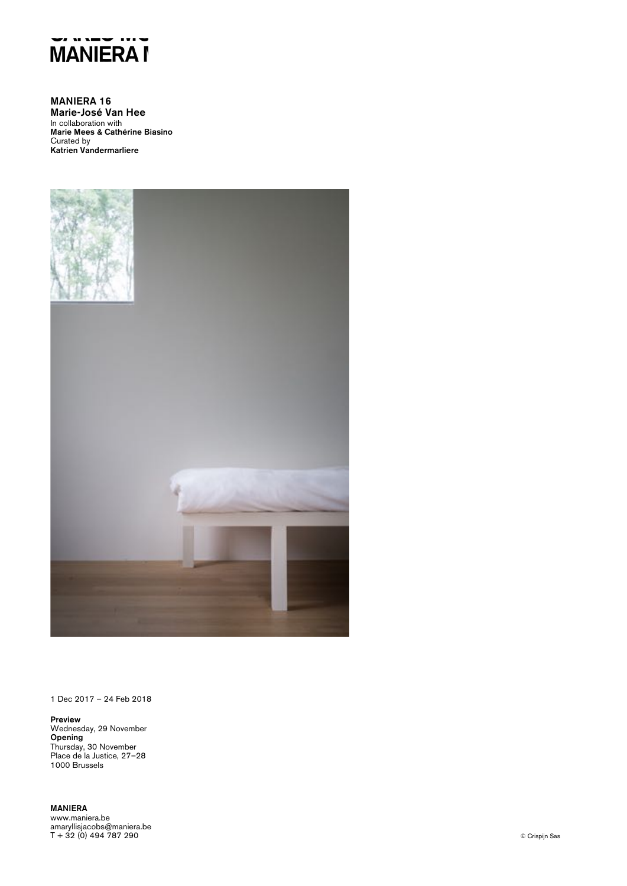# MANIERA

**MANIERA 16**
**Marie-José Van Hee**
In collaboration with
**Marie Mees & Cathérine Biasino**
Curated by
**Katrien Vandermarliere**

1 Dec 2017 – 24 Feb 2018

**Preview**
Wednesday, 29 November
**Opening**
Thursday, 30 November
Place de la Justice, 27–28
1000 Brussels

**MANIERA**
www.maniera.be
amaryllisjacobs@maniera.be
T + 32 (0) 494 787 290

© Crispijn Sas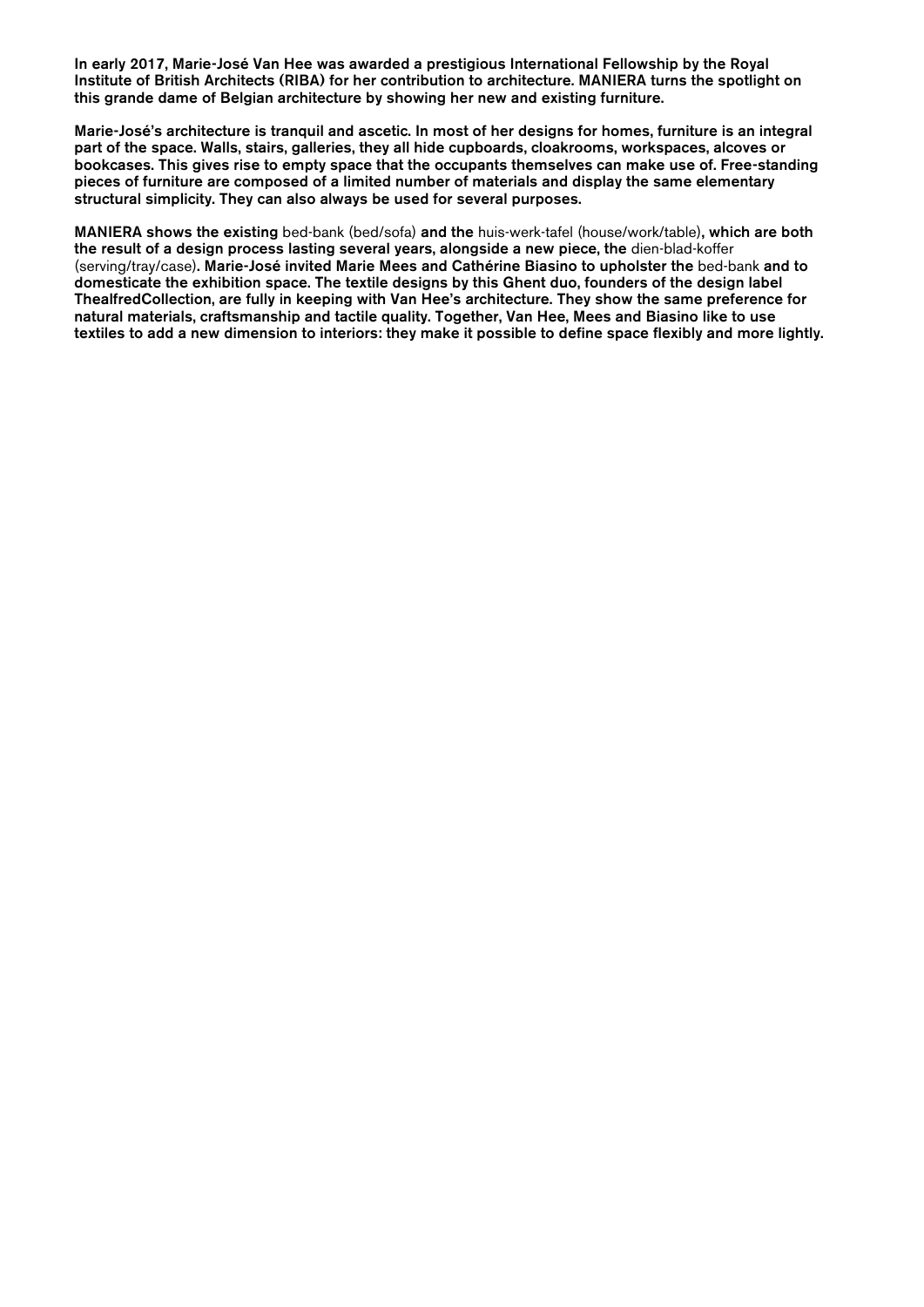**In early 2017, Marie-José Van Hee was awarded a prestigious International Fellowship by the Royal Institute of British Architects (RIBA) for her contribution to architecture. MANIERA turns the spotlight on this grande dame of Belgian architecture by showing her new and existing furniture.**

**Marie-José's architecture is tranquil and ascetic. In most of her designs for homes, furniture is an integral part of the space. Walls, stairs, galleries, they all hide cupboards, cloakrooms, workspaces, alcoves or bookcases. This gives rise to empty space that the occupants themselves can make use of. Free-standing pieces of furniture are composed of a limited number of materials and display the same elementary structural simplicity. They can also always be used for several purposes.**

**MANIERA shows the existing** bed-bank (bed/sofa) **and the** huis-werk-tafel (house/work/table)**, which are both the result of a design process lasting several years, alongside a new piece, the** dien-blad-koffer (serving/tray/case)**. Marie-José invited Marie Mees and Cathérine Biasino to upholster the** bed-bank **and to domesticate the exhibition space. The textile designs by this Ghent duo, founders of the design label ThealfredCollection, are fully in keeping with Van Hee's architecture. They show the same preference for natural materials, craftsmanship and tactile quality. Together, Van Hee, Mees and Biasino like to use textiles to add a new dimension to interiors: they make it possible to define space flexibly and more lightly.**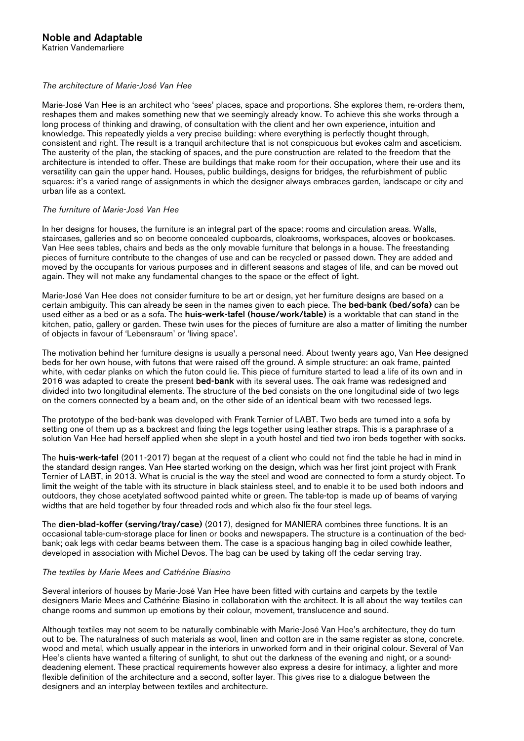## Noble and Adaptable

Katrien Vandemarliere

*The architecture of Marie-José Van Hee*

Marie-José Van Hee is an architect who 'sees' places, space and proportions. She explores them, re-orders them, reshapes them and makes something new that we seemingly already know. To achieve this she works through a long process of thinking and drawing, of consultation with the client and her own experience, intuition and knowledge. This repeatedly yields a very precise building: where everything is perfectly thought through, consistent and right. The result is a tranquil architecture that is not conspicuous but evokes calm and asceticism. The austerity of the plan, the stacking of spaces, and the pure construction are related to the freedom that the architecture is intended to offer. These are buildings that make room for their occupation, where their use and its versatility can gain the upper hand. Houses, public buildings, designs for bridges, the refurbishment of public squares: it's a varied range of assignments in which the designer always embraces garden, landscape or city and urban life as a context.

*The furniture of Marie-José Van Hee*

In her designs for houses, the furniture is an integral part of the space: rooms and circulation areas. Walls, staircases, galleries and so on become concealed cupboards, cloakrooms, workspaces, alcoves or bookcases. Van Hee sees tables, chairs and beds as the only movable furniture that belongs in a house. The freestanding pieces of furniture contribute to the changes of use and can be recycled or passed down. They are added and moved by the occupants for various purposes and in different seasons and stages of life, and can be moved out again. They will not make any fundamental changes to the space or the effect of light.

Marie-José Van Hee does not consider furniture to be art or design, yet her furniture designs are based on a certain ambiguity. This can already be seen in the names given to each piece. The **bed-bank (bed/sofa)** can be used either as a bed or as a sofa. The **huis-werk-tafel (house/work/table)** is a worktable that can stand in the kitchen, patio, gallery or garden. These twin uses for the pieces of furniture are also a matter of limiting the number of objects in favour of 'Lebensraum' or 'living space'.

The motivation behind her furniture designs is usually a personal need. About twenty years ago, Van Hee designed beds for her own house, with futons that were raised off the ground. A simple structure: an oak frame, painted white, with cedar planks on which the futon could lie. This piece of furniture started to lead a life of its own and in 2016 was adapted to create the present **bed-bank** with its several uses. The oak frame was redesigned and divided into two longitudinal elements. The structure of the bed consists on the one longitudinal side of two legs on the corners connected by a beam and, on the other side of an identical beam with two recessed legs.

The prototype of the bed-bank was developed with Frank Ternier of LABT. Two beds are turned into a sofa by setting one of them up as a backrest and fixing the legs together using leather straps. This is a paraphrase of a solution Van Hee had herself applied when she slept in a youth hostel and tied two iron beds together with socks.

The **huis-werk-tafel** (2011-2017) began at the request of a client who could not find the table he had in mind in the standard design ranges. Van Hee started working on the design, which was her first joint project with Frank Ternier of LABT, in 2013. What is crucial is the way the steel and wood are connected to form a sturdy object. To limit the weight of the table with its structure in black stainless steel, and to enable it to be used both indoors and outdoors, they chose acetylated softwood painted white or green. The table-top is made up of beams of varying widths that are held together by four threaded rods and which also fix the four steel legs.

The **dien-blad-koffer (serving/tray/case)** (2017), designed for MANIERA combines three functions. It is an occasional table-cum-storage place for linen or books and newspapers. The structure is a continuation of the bed-bank; oak legs with cedar beams between them. The case is a spacious hanging bag in oiled cowhide leather, developed in association with Michel Devos. The bag can be used by taking off the cedar serving tray.

*The textiles by Marie Mees and Cathérine Biasino*

Several interiors of houses by Marie-José Van Hee have been fitted with curtains and carpets by the textile designers Marie Mees and Cathérine Biasino in collaboration with the architect. It is all about the way textiles can change rooms and summon up emotions by their colour, movement, translucence and sound.

Although textiles may not seem to be naturally combinable with Marie-José Van Hee's architecture, they do turn out to be. The naturalness of such materials as wool, linen and cotton are in the same register as stone, concrete, wood and metal, which usually appear in the interiors in unworked form and in their original colour. Several of Van Hee's clients have wanted a filtering of sunlight, to shut out the darkness of the evening and night, or a sound-deadening element. These practical requirements however also express a desire for intimacy, a lighter and more flexible definition of the architecture and a second, softer layer. This gives rise to a dialogue between the designers and an interplay between textiles and architecture.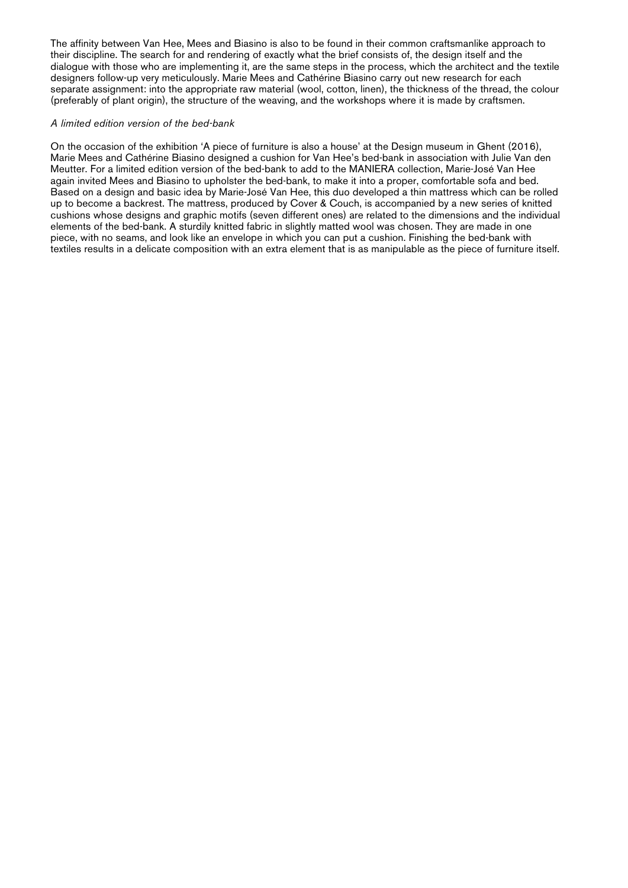The affinity between Van Hee, Mees and Biasino is also to be found in their common craftsmanlike approach to their discipline. The search for and rendering of exactly what the brief consists of, the design itself and the dialogue with those who are implementing it, are the same steps in the process, which the architect and the textile designers follow-up very meticulously. Marie Mees and Cathérine Biasino carry out new research for each separate assignment: into the appropriate raw material (wool, cotton, linen), the thickness of the thread, the colour (preferably of plant origin), the structure of the weaving, and the workshops where it is made by craftsmen.

*A limited edition version of the bed-bank*

On the occasion of the exhibition 'A piece of furniture is also a house' at the Design museum in Ghent (2016), Marie Mees and Cathérine Biasino designed a cushion for Van Hee's bed-bank in association with Julie Van den Meutter. For a limited edition version of the bed-bank to add to the MANIERA collection, Marie-José Van Hee again invited Mees and Biasino to upholster the bed-bank, to make it into a proper, comfortable sofa and bed. Based on a design and basic idea by Marie-José Van Hee, this duo developed a thin mattress which can be rolled up to become a backrest. The mattress, produced by Cover & Couch, is accompanied by a new series of knitted cushions whose designs and graphic motifs (seven different ones) are related to the dimensions and the individual elements of the bed-bank. A sturdily knitted fabric in slightly matted wool was chosen. They are made in one piece, with no seams, and look like an envelope in which you can put a cushion. Finishing the bed-bank with textiles results in a delicate composition with an extra element that is as manipulable as the piece of furniture itself.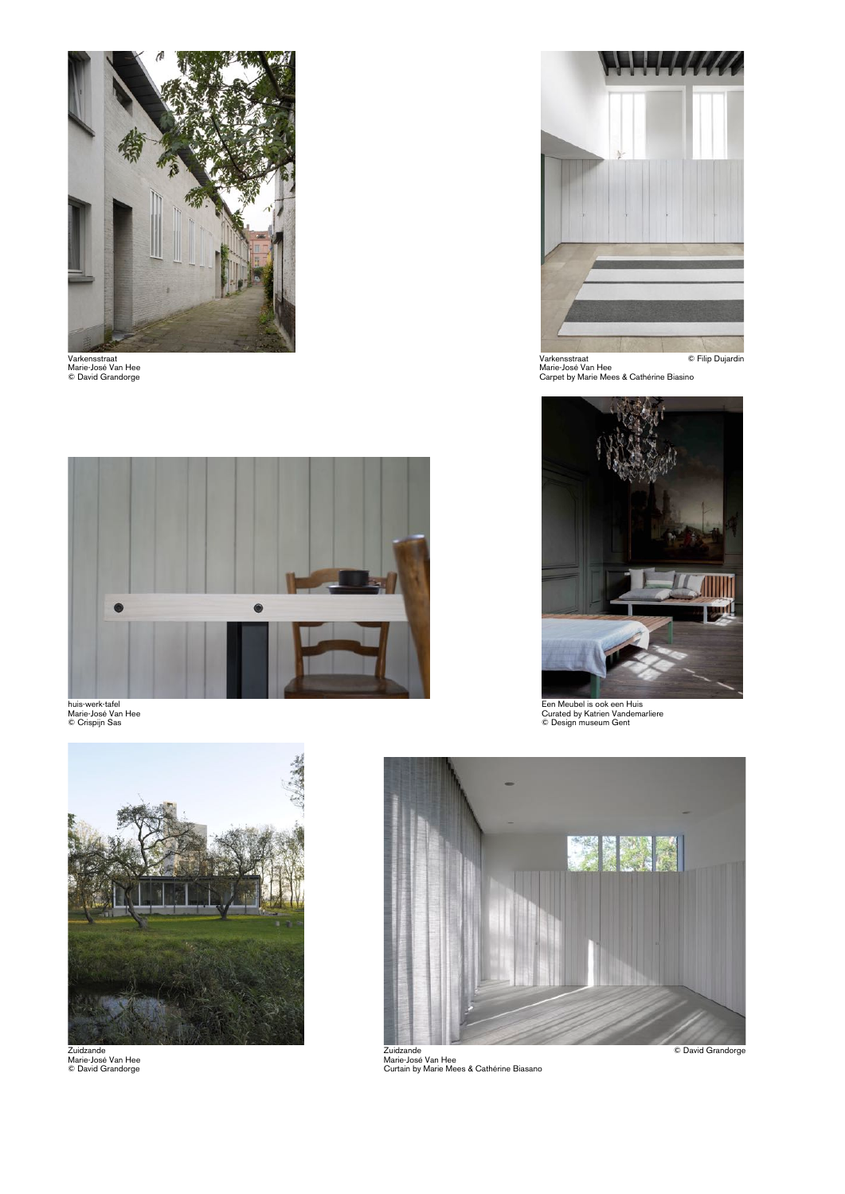Varkensstraat
Marie-José Van Hee
© David Grandorge

Varkensstraat © Filip Dujardin
Marie-José Van Hee
Carpet by Marie Mees & Cathérine Biasino

huis-werk-tafel
Marie-José Van Hee
© Crispijn Sas

Een Meubel is ook een Huis
Curated by Katrien Vandemarliere
© Design museum Gent

Zuidzande
Marie-José Van Hee
© David Grandorge

Zuidzande © David Grandorge
Marie-José Van Hee
Curtain by Marie Mees & Cathérine Biasano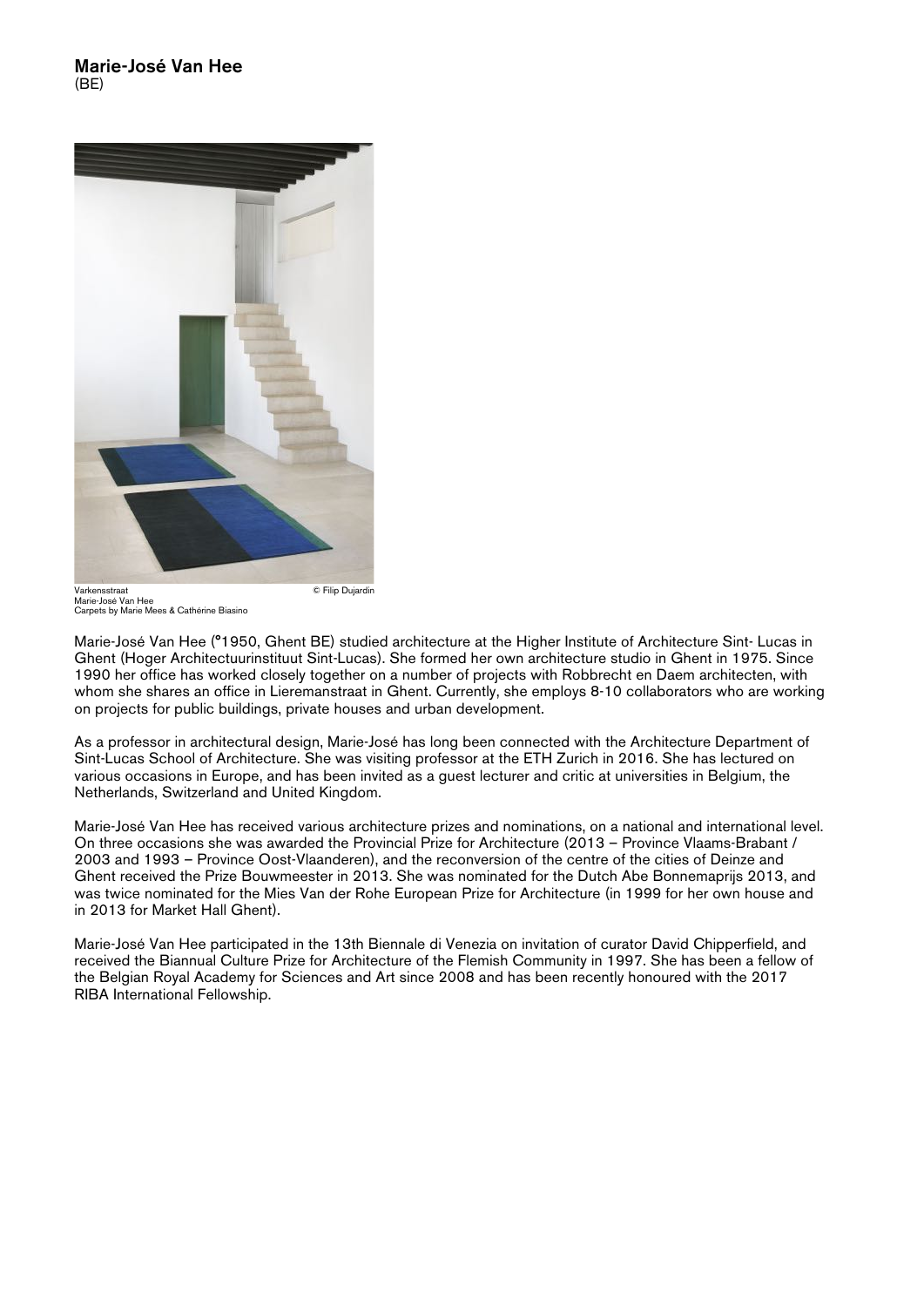## Marie-José Van Hee
(BE)

Varkensstraat © Filip Dujardin
Marie-José Van Hee
Carpets by Marie Mees & Cathérine Biasino

Marie-José Van Hee (°1950, Ghent BE) studied architecture at the Higher Institute of Architecture Sint- Lucas in Ghent (Hoger Architectuurinstituut Sint-Lucas). She formed her own architecture studio in Ghent in 1975. Since 1990 her office has worked closely together on a number of projects with Robbrecht en Daem architecten, with whom she shares an office in Lieremanstraat in Ghent. Currently, she employs 8-10 collaborators who are working on projects for public buildings, private houses and urban development.

As a professor in architectural design, Marie-José has long been connected with the Architecture Department of Sint-Lucas School of Architecture. She was visiting professor at the ETH Zurich in 2016. She has lectured on various occasions in Europe, and has been invited as a guest lecturer and critic at universities in Belgium, the Netherlands, Switzerland and United Kingdom.

Marie-José Van Hee has received various architecture prizes and nominations, on a national and international level. On three occasions she was awarded the Provincial Prize for Architecture (2013 – Province Vlaams-Brabant / 2003 and 1993 – Province Oost-Vlaanderen), and the reconversion of the centre of the cities of Deinze and Ghent received the Prize Bouwmeester in 2013. She was nominated for the Dutch Abe Bonnemaprijs 2013, and was twice nominated for the Mies Van der Rohe European Prize for Architecture (in 1999 for her own house and in 2013 for Market Hall Ghent).

Marie-José Van Hee participated in the 13th Biennale di Venezia on invitation of curator David Chipperfield, and received the Biannual Culture Prize for Architecture of the Flemish Community in 1997. She has been a fellow of the Belgian Royal Academy for Sciences and Art since 2008 and has been recently honoured with the 2017 RIBA International Fellowship.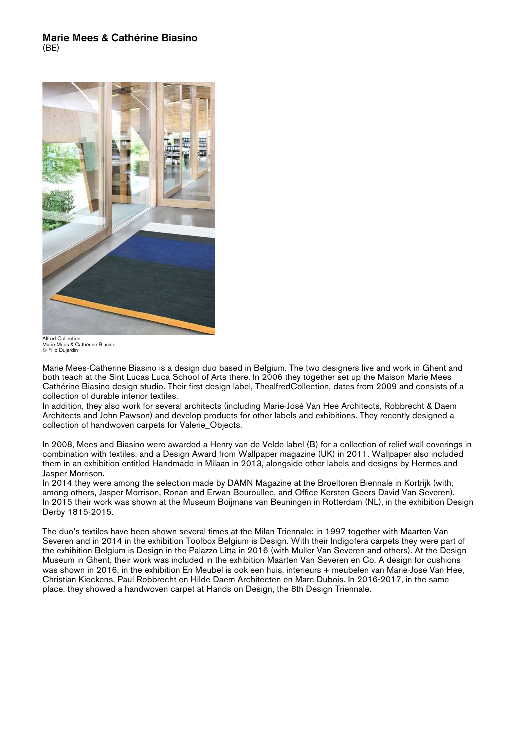## Marie Mees & Cathérine Biasino
(BE)

Alfred Collection
Marie Mees & Cathérine Biasino
© Filip Dujardin

Marie Mees-Cathérine Biasino is a design duo based in Belgium. The two designers live and work in Ghent and both teach at the Sint Lucas Luca School of Arts there. In 2006 they together set up the Maison Marie Mees Cathérine Biasino design studio. Their first design label, ThealfredCollection, dates from 2009 and consists of a collection of durable interior textiles.
In addition, they also work for several architects (including Marie-José Van Hee Architects, Robbrecht & Daem Architects and John Pawson) and develop products for other labels and exhibitions. They recently designed a collection of handwoven carpets for Valerie_Objects.

In 2008, Mees and Biasino were awarded a Henry van de Velde label (B) for a collection of relief wall coverings in combination with textiles, and a Design Award from Wallpaper magazine (UK) in 2011. Wallpaper also included them in an exhibition entitled Handmade in Milaan in 2013, alongside other labels and designs by Hermes and Jasper Morrison.
In 2014 they were among the selection made by DAMN Magazine at the Broeltoren Biennale in Kortrijk (with, among others, Jasper Morrison, Ronan and Erwan Bouroullec, and Office Kersten Geers David Van Severen).
In 2015 their work was shown at the Museum Boijmans van Beuningen in Rotterdam (NL), in the exhibition Design Derby 1815-2015.

The duo's textiles have been shown several times at the Milan Triennale: in 1997 together with Maarten Van Severen and in 2014 in the exhibition Toolbox Belgium is Design. With their Indigofera carpets they were part of the exhibition Belgium is Design in the Palazzo Litta in 2016 (with Muller Van Severen and others). At the Design Museum in Ghent, their work was included in the exhibition Maarten Van Severen en Co. A design for cushions was shown in 2016, in the exhibition En Meubel is ook een huis. interieurs + meubelen van Marie-José Van Hee, Christian Kieckens, Paul Robbrecht en Hilde Daem Architecten en Marc Dubois. In 2016-2017, in the same place, they showed a handwoven carpet at Hands on Design, the 8th Design Triennale.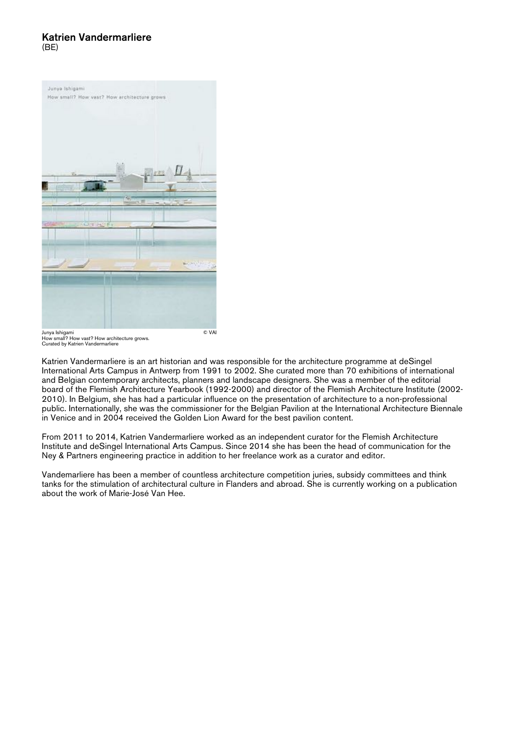## Katrien Vandermarliere
(BE)

Junya Ishigami © VAI
How small? How vast? How architecture grows.
Curated by Katrien Vandermarliere

Katrien Vandermarliere is an art historian and was responsible for the architecture programme at deSingel International Arts Campus in Antwerp from 1991 to 2002. She curated more than 70 exhibitions of international and Belgian contemporary architects, planners and landscape designers. She was a member of the editorial board of the Flemish Architecture Yearbook (1992-2000) and director of the Flemish Architecture Institute (2002-2010). In Belgium, she has had a particular influence on the presentation of architecture to a non-professional public. Internationally, she was the commissioner for the Belgian Pavilion at the International Architecture Biennale in Venice and in 2004 received the Golden Lion Award for the best pavilion content.

From 2011 to 2014, Katrien Vandermarliere worked as an independent curator for the Flemish Architecture Institute and deSingel International Arts Campus. Since 2014 she has been the head of communication for the Ney & Partners engineering practice in addition to her freelance work as a curator and editor.

Vandemarliere has been a member of countless architecture competition juries, subsidy committees and think tanks for the stimulation of architectural culture in Flanders and abroad. She is currently working on a publication about the work of Marie-José Van Hee.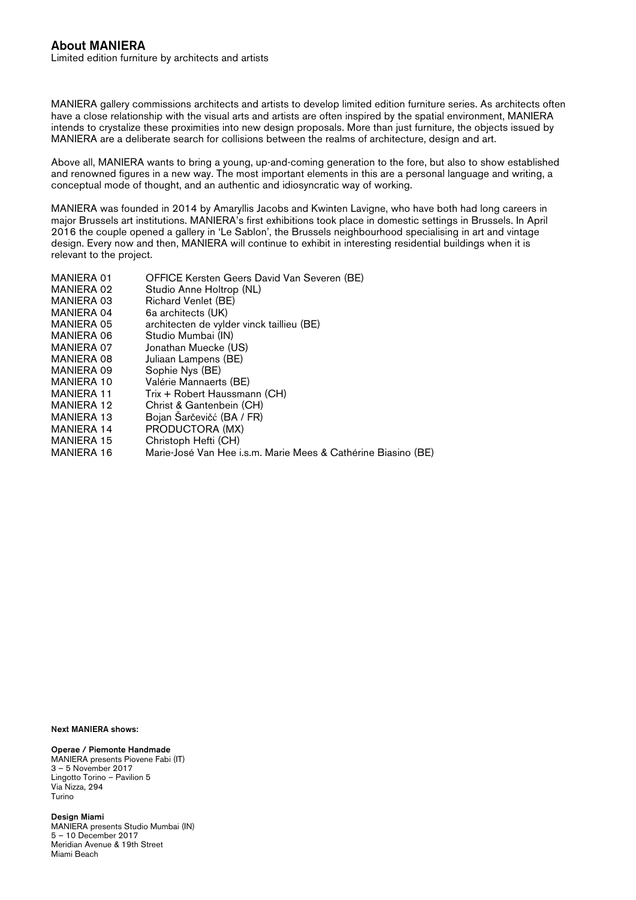## About MANIERA

Limited edition furniture by architects and artists

MANIERA gallery commissions architects and artists to develop limited edition furniture series. As architects often have a close relationship with the visual arts and artists are often inspired by the spatial environment, MANIERA intends to crystalize these proximities into new design proposals. More than just furniture, the objects issued by MANIERA are a deliberate search for collisions between the realms of architecture, design and art.

Above all, MANIERA wants to bring a young, up-and-coming generation to the fore, but also to show established and renowned figures in a new way. The most important elements in this are a personal language and writing, a conceptual mode of thought, and an authentic and idiosyncratic way of working.

MANIERA was founded in 2014 by Amaryllis Jacobs and Kwinten Lavigne, who have both had long careers in major Brussels art institutions. MANIERA's first exhibitions took place in domestic settings in Brussels. In April 2016 the couple opened a gallery in 'Le Sablon', the Brussels neighbourhood specialising in art and vintage design. Every now and then, MANIERA will continue to exhibit in interesting residential buildings when it is relevant to the project.

| | |
|---|---|
| MANIERA 01 | OFFICE Kersten Geers David Van Severen (BE) |
| MANIERA 02 | Studio Anne Holtrop (NL) |
| MANIERA 03 | Richard Venlet (BE) |
| MANIERA 04 | 6a architects (UK) |
| MANIERA 05 | architecten de vylder vinck taillieu (BE) |
| MANIERA 06 | Studio Mumbai (IN) |
| MANIERA 07 | Jonathan Muecke (US) |
| MANIERA 08 | Juliaan Lampens (BE) |
| MANIERA 09 | Sophie Nys (BE) |
| MANIERA 10 | Valérie Mannaerts (BE) |
| MANIERA 11 | Trix + Robert Haussmann (CH) |
| MANIERA 12 | Christ & Gantenbein (CH) |
| MANIERA 13 | Bojan Šarčevičć (BA / FR) |
| MANIERA 14 | PRODUCTORA (MX) |
| MANIERA 15 | Christoph Hefti (CH) |
| MANIERA 16 | Marie-José Van Hee i.s.m. Marie Mees & Cathérine Biasino (BE) |

**Next MANIERA shows:**

**Operae / Piemonte Handmade**
MANIERA presents Piovene Fabi (IT)
3 – 5 November 2017
Lingotto Torino – Pavilion 5
Via Nizza, 294
Turino

**Design Miami**
MANIERA presents Studio Mumbai (IN)
5 – 10 December 2017
Meridian Avenue & 19th Street
Miami Beach